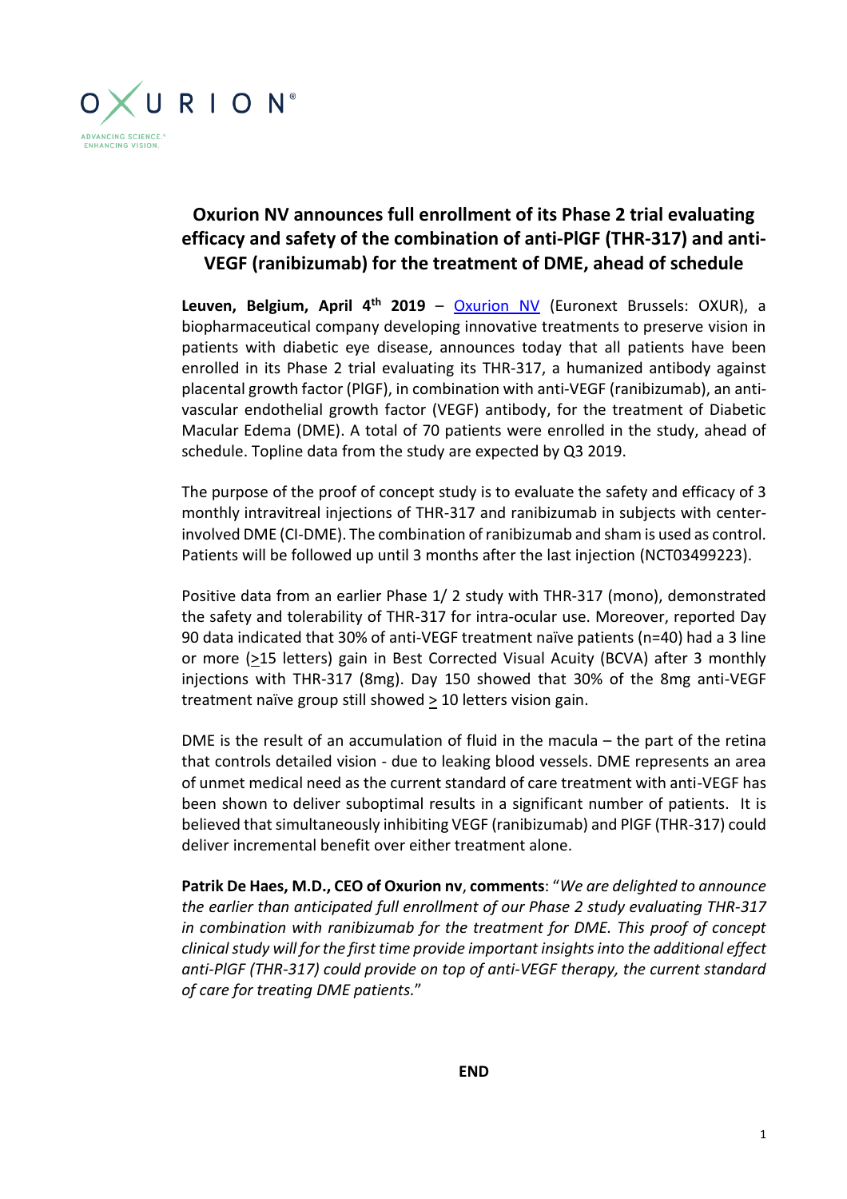# Oxurion NV announces full enrollment of its Phase 2 trial evaluating efficacy and safety of the combination of anti-PlGF (THR-317) and anti-VEGF (ranibizumab) for the treatment of DME, ahead of schedule

**Leuven, Belgium, April 4th 2019** – Oxurion NV (Euronext Brussels: OXUR), a biopharmaceutical company developing innovative treatments to preserve vision in patients with diabetic eye disease, announces today that all patients have been enrolled in its Phase 2 trial evaluating its THR-317, a humanized antibody against placental growth factor (PlGF), in combination with anti-VEGF (ranibizumab), an anti-vascular endothelial growth factor (VEGF) antibody, for the treatment of Diabetic Macular Edema (DME). A total of 70 patients were enrolled in the study, ahead of schedule. Topline data from the study are expected by Q3 2019.

The purpose of the proof of concept study is to evaluate the safety and efficacy of 3 monthly intravitreal injections of THR-317 and ranibizumab in subjects with center-involved DME (CI-DME). The combination of ranibizumab and sham is used as control. Patients will be followed up until 3 months after the last injection (NCT03499223).

Positive data from an earlier Phase 1/ 2 study with THR-317 (mono), demonstrated the safety and tolerability of THR-317 for intra-ocular use. Moreover, reported Day 90 data indicated that 30% of anti-VEGF treatment naïve patients (n=40) had a 3 line or more (≥15 letters) gain in Best Corrected Visual Acuity (BCVA) after 3 monthly injections with THR-317 (8mg). Day 150 showed that 30% of the 8mg anti-VEGF treatment naïve group still showed ≥ 10 letters vision gain.

DME is the result of an accumulation of fluid in the macula – the part of the retina that controls detailed vision - due to leaking blood vessels. DME represents an area of unmet medical need as the current standard of care treatment with anti-VEGF has been shown to deliver suboptimal results in a significant number of patients. It is believed that simultaneously inhibiting VEGF (ranibizumab) and PlGF (THR-317) could deliver incremental benefit over either treatment alone.

**Patrik De Haes, M.D., CEO of Oxurion nv**, **comments**: "*We are delighted to announce the earlier than anticipated full enrollment of our Phase 2 study evaluating THR-317 in combination with ranibizumab for the treatment for DME. This proof of concept clinical study will for the first time provide important insights into the additional effect anti-PlGF (THR-317) could provide on top of anti-VEGF therapy, the current standard of care for treating DME patients.*"

**END**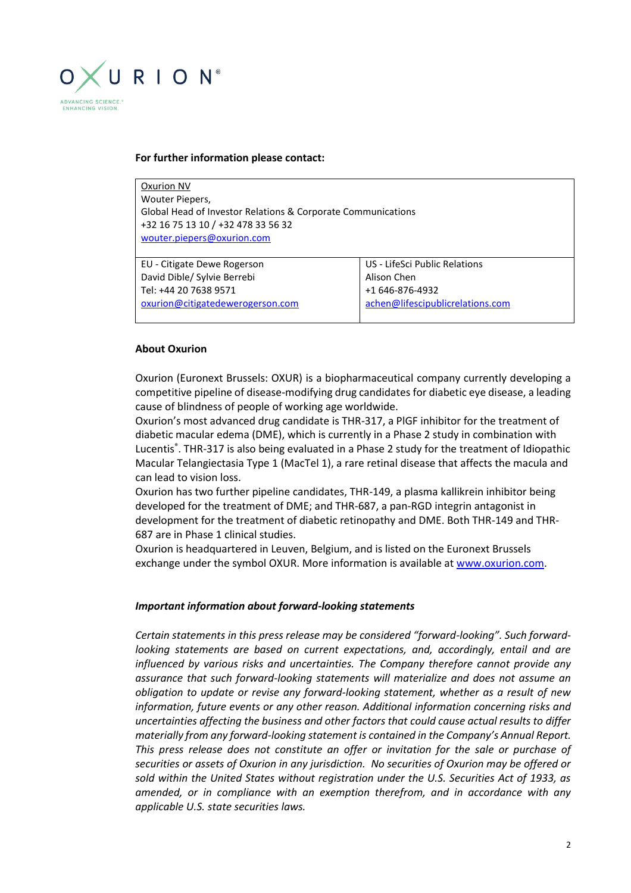**For further information please contact:**

| | |
|---|---|
| Oxurion NV<br>Wouter Piepers,<br>Global Head of Investor Relations & Corporate Communications<br>+32 16 75 13 10 / +32 478 33 56 32<br>wouter.piepers@oxurion.com | |
| EU - Citigate Dewe Rogerson<br>David Dible/ Sylvie Berrebi<br>Tel: +44 20 7638 9571<br>oxurion@citigatedewerogerson.com | US - LifeSci Public Relations<br>Alison Chen<br>+1 646-876-4932<br>achen@lifescipublicrelations.com |

**About Oxurion**

Oxurion (Euronext Brussels: OXUR) is a biopharmaceutical company currently developing a competitive pipeline of disease-modifying drug candidates for diabetic eye disease, a leading cause of blindness of people of working age worldwide.

Oxurion's most advanced drug candidate is THR-317, a PlGF inhibitor for the treatment of diabetic macular edema (DME), which is currently in a Phase 2 study in combination with Lucentis®. THR-317 is also being evaluated in a Phase 2 study for the treatment of Idiopathic Macular Telangiectasia Type 1 (MacTel 1), a rare retinal disease that affects the macula and can lead to vision loss.

Oxurion has two further pipeline candidates, THR-149, a plasma kallikrein inhibitor being developed for the treatment of DME; and THR-687, a pan-RGD integrin antagonist in development for the treatment of diabetic retinopathy and DME. Both THR-149 and THR-687 are in Phase 1 clinical studies.

Oxurion is headquartered in Leuven, Belgium, and is listed on the Euronext Brussels exchange under the symbol OXUR. More information is available at www.oxurion.com.

***Important information about forward-looking statements***

*Certain statements in this press release may be considered "forward-looking". Such forward-looking statements are based on current expectations, and, accordingly, entail and are influenced by various risks and uncertainties. The Company therefore cannot provide any assurance that such forward-looking statements will materialize and does not assume an obligation to update or revise any forward-looking statement, whether as a result of new information, future events or any other reason. Additional information concerning risks and uncertainties affecting the business and other factors that could cause actual results to differ materially from any forward-looking statement is contained in the Company's Annual Report. This press release does not constitute an offer or invitation for the sale or purchase of securities or assets of Oxurion in any jurisdiction. No securities of Oxurion may be offered or sold within the United States without registration under the U.S. Securities Act of 1933, as amended, or in compliance with an exemption therefrom, and in accordance with any applicable U.S. state securities laws.*